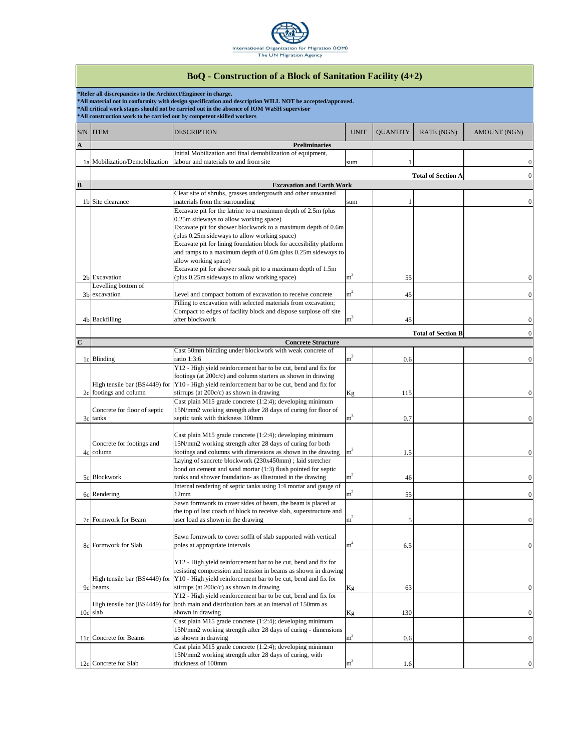International Organization for Migration (IOM)
The UN Migration Agency

# BoQ - Construction of a Block of Sanitation Facility (4+2)

***Refer all discrepancies to the Architect/Engineer in charge.**
***All material not in conformity with design specification and description WILL NOT be accepted/approved.**
***All critical work stages should not be carried out in the absence of IOM WaSH supervisor**
***All construction work to be carried out by competent skilled workers**

| S/N | ITEM | DESCRIPTION | UNIT | QUANTITY | RATE (NGN) | AMOUNT (NGN) |
|---|---|---|---|---|---|---|
| **A** | | **Preliminaries** | | | | |
| 1a | Mobilization/Demobilization | Initial Mobilization and final demobilization of equipment, labour and materials to and from site | sum | 1 | | 0 |
| | | | | | **Total of Section A** | 0 |
| **B** | | **Excavation and Earth Work** | | | | |
| 1b | Site clearance | Clear site of shrubs, grasses undergrowth and other unwanted materials from the surrounding | sum | 1 | | 0 |
| 2b | Excavation | Excavate pit for the latrine to a maximum depth of 2.5m (plus 0.25m sideways to allow working space) Excavate pit for shower blockwork to a maximum depth of 0.6m (plus 0.25m sideways to allow working space) Excavate pit for lining foundation block for accesibility platform and ramps to a maximum depth of 0.6m (plus 0.25m sideways to allow working space) Excavate pit for shower soak pit to a maximum depth of 1.5m (plus 0.25m sideways to allow working space) | $m^3$ | 55 | | 0 |
| 3b | Levelling bottom of excavation | Level and compact bottom of excavation to receive concrete | $m^2$ | 45 | | 0 |
| 4b | Backfilling | Filling to excavation with selected materials from excavation; Compact to edges of facility block and dispose surplose off site after blockwork | $m^3$ | 45 | | 0 |
| | | | | | **Total of Section B** | 0 |
| **C** | | **Concrete Structure** | | | | |
| 1c | Blinding | Cast 50mm blinding under blockwork with weak concrete of ratio 1:3:6 | $m^3$ | 0.6 | | 0 |
| 2c | High tensile bar (BS4449) for footings and column | Y12 - High yield reinforcement bar to be cut, bend and fix for footings (at 200c/c) and column starters as shown in drawing Y10 - High yield reinforcement bar to be cut, bend and fix for stirrups (at 200c/c) as shown in drawing | Kg | 115 | | 0 |
| 3c | Concrete for floor of septic tanks | Cast plain M15 grade concrete (1:2:4); developing minimum 15N/mm2 working strength after 28 days of curing for floor of septic tank with thickness 100mm | $m^3$ | 0.7 | | 0 |
| 4c | Concrete for footings and column | Cast plain M15 grade concrete (1:2:4); developing minimum 15N/mm2 working strength after 28 days of curing for both footings and columns with dimensions as shown in the drawing | $m^3$ | 1.5 | | 0 |
| 5c | Blockwork | Laying of sancrete blockwork (230x450mm) ; laid stretcher bond on cement and sand mortar (1:3) flush pointed for septic tanks and shower foundation- as illustrated in the drawing | $m^2$ | 46 | | 0 |
| 6c | Rendering | Internal rendering of septic tanks using 1:4 mortar and gauge of 12mm | $m^2$ | 55 | | 0 |
| 7c | Formwork for Beam | Sawn formwork to cover sides of beam, the beam is placed at the top of last coach of block to receive slab, superstructure and user load as shown in the drawing | $m^2$ | 5 | | 0 |
| 8c | Formwork for Slab | Sawn formwork to cover soffit of slab supported with vertical poles at appropriate intervals | $m^2$ | 6.5 | | 0 |
| 9c | High tensile bar (BS4449) for beams | Y12 - High yield reinforcement bar to be cut, bend and fix for resisting compression and tension in beams as shown in drawing Y10 - High yield reinforcement bar to be cut, bend and fix for stirrups (at 200c/c) as shown in drawing | Kg | 63 | | 0 |
| 10c | High tensile bar (BS4449) for slab | Y12 - High yield reinforcement bar to be cut, bend and fix for both main and distribution bars at an interval of 150mm as shown in drawing | Kg | 130 | | 0 |
| 11c | Concrete for Beams | Cast plain M15 grade concrete (1:2:4); developing minimum 15N/mm2 working strength after 28 days of curing - dimensions as shown in drawing | $m^3$ | 0.6 | | 0 |
| 12c | Concrete for Slab | Cast plain M15 grade concrete (1:2:4); developing minimum 15N/mm2 working strength after 28 days of curing, with thickness of 100mm | $m^3$ | 1.6 | | 0 |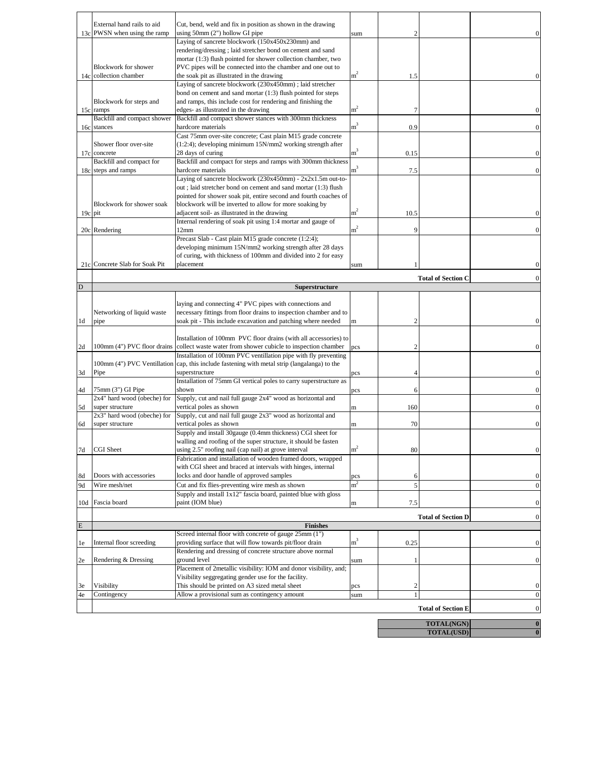| | | | | | | |
|---|---|---|---|---|---|---|
| 13c | External hand rails to aid PWSN when using the ramp | Cut, bend, weld and fix in position as shown in the drawing using 50mm (2") hollow GI pipe | sum | 2 | | 0 |
| 14c | Blockwork for shower collection chamber | Laying of sancrete blockwork (150x450x230mm) and rendering/dressing ; laid stretcher bond on cement and sand mortar (1:3) flush pointed for shower collection chamber, two PVC pipes will be connected into the chamber and one out to the soak pit as illustrated in the drawing | $m^2$ | 1.5 | | 0 |
| 15c | Blockwork for steps and ramps | Laying of sancrete blockwork (230x450mm) ; laid stretcher bond on cement and sand mortar (1:3) flush pointed for steps and ramps, this include cost for rendering and finishing the edges- as illustrated in the drawing | $m^2$ | 7 | | 0 |
| 16c | Backfill and compact shower stances | Backfill and compact shower stances with 300mm thickness hardcore materials | $m^3$ | 0.9 | | 0 |
| 17c | Shower floor over-site concrete | Cast 75mm over-site concrete; Cast plain M15 grade concrete (1:2:4); developing minimum 15N/mm2 working strength after 28 days of curing | $m^3$ | 0.15 | | 0 |
| 18c | Backfill and compact for steps and ramps | Backfill and compact for steps and ramps with 300mm thickness hardcore materials | $m^3$ | 7.5 | | 0 |
| 19c | Blockwork for shower soak pit | Laying of sancrete blockwork (230x450mm) - 2x2x1.5m out-to-out ; laid stretcher bond on cement and sand mortar (1:3) flush pointed for shower soak pit, entire second and fourth coaches of blockwork will be inverted to allow for more soaking by adjacent soil- as illustrated in the drawing | $m^2$ | 10.5 | | 0 |
| 20c | Rendering | Internal rendering of soak pit using 1:4 mortar and gauge of 12mm | $m^2$ | 9 | | 0 |
| 21c | Concrete Slab for Soak Pit | Precast Slab - Cast plain M15 grade concrete (1:2:4); developing minimum 15N/mm2 working strength after 28 days of curing, with thickness of 100mm and divided into 2 for easy placement | sum | 1 | | 0 |
| | | | | | **Total of Section C** | 0 |
| D | | **Superstructure** | | | | |
| 1d | Networking of liquid waste pipe | laying and connecting 4" PVC pipes with connections and necessary fittings from floor drains to inspection chamber and to soak pit - This include excavation and patching where needed | m | 2 | | 0 |
| 2d | 100mm (4") PVC floor drains | Installation of 100mm PVC floor drains (with all accessories) to collect waste water from shower cubicle to inspection chamber | pcs | 2 | | 0 |
| 3d | 100mm (4") PVC Ventillation Pipe | Installation of 100mm PVC ventillation pipe with fly preventing cap, this include fastening with metal strip (langalanga) to the superstructure | pcs | 4 | | 0 |
| 4d | 75mm (3") GI Pipe | Installation of 75mm GI vertical poles to carry superstructure as shown | pcs | 6 | | 0 |
| 5d | 2x4" hard wood (obeche) for super structure | Supply, cut and nail full gauge 2x4" wood as horizontal and vertical poles as shown | m | 160 | | 0 |
| 6d | 2x3" hard wood (obeche) for super structure | Supply, cut and nail full gauge 2x3" wood as horizontal and vertical poles as shown | m | 70 | | 0 |
| 7d | CGI Sheet | Supply and install 30gauge (0.4mm thickness) CGI sheet for walling and roofing of the super structure, it should be fasten using 2.5" roofing nail (cap nail) at grove interval | $m^2$ | 80 | | 0 |
| 8d | Doors with accessories | Fabrication and installation of wooden framed doors, wrapped with CGI sheet and braced at intervals with hinges, internal locks and door handle of approved samples | pcs | 6 | | 0 |
| 9d | Wire mesh/net | Cut and fix flies-preventing wire mesh as shown | $m^2$ | 5 | | 0 |
| 10d | Fascia board | Supply and install 1x12" fascia board, painted blue with gloss paint (IOM blue) | m | 7.5 | | 0 |
| | | | | | **Total of Section D** | 0 |
| E | | **Finishes** | | | | |
| 1e | Internal floor screeding | Screed internal floor with concrete of gauge 25mm (1") providing surface that will flow towards pit/floor drain | $m^3$ | 0.25 | | 0 |
| 2e | Rendering & Dressing | Rendering and dressing of concrete structure above normal ground level | sum | 1 | | 0 |
| 3e | Visibility | Placement of 2metallic visibility: IOM and donor visibility, and; Visibility seggregating gender use for the facility. This should be printed on A3 sized metal sheet | pcs | 2 | | 0 |
| 4e | Contingency | Allow a provisional sum as contingency amount | sum | 1 | | 0 |
| | | | | | **Total of Section E** | 0 |
| | | | | | **TOTAL(NGN)** | **0** |
| | | | | | **TOTAL(USD)** | **0** |